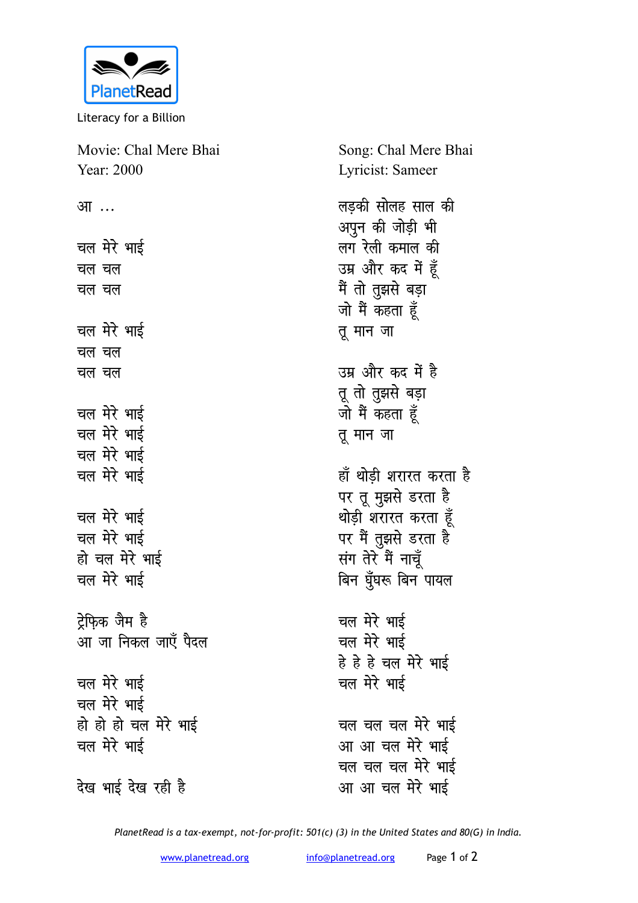Literacy for a Billion

Movie: Chal Mere Bhai
Year: 2000

Song: Chal Mere Bhai
Lyricist: Sameer

आ ...

चल मेरे भाई
चल चल
चल चल

चल मेरे भाई
चल चल
चल चल

चल मेरे भाई
चल मेरे भाई
चल मेरे भाई
चल मेरे भाई

चल मेरे भाई
चल मेरे भाई
हो चल मेरे भाई
चल मेरे भाई

ट्रेफ़िक जैम है
आ जा निकल जाएँ पैदल

चल मेरे भाई
चल मेरे भाई
हो हो हो चल मेरे भाई
चल मेरे भाई

देख भाई देख रही है

लड़की सोलह साल की
अपुन की जोड़ी भी
लग रेली कमाल की
उम्र और कद में हूँ
मैं तो तुझसे बड़ा
जो मैं कहता हूँ
तू मान जा

उम्र और कद में है
तू तो तुझसे बड़ा
जो मैं कहता हूँ
तू मान जा

हाँ थोड़ी शरारत करता है
पर तू मुझसे डरता है
थोड़ी शरारत करता हूँ
पर मैं तुझसे डरता है
संग तेरे मैं नाचूँ
बिन घुँघरू बिन पायल

चल मेरे भाई
चल मेरे भाई
हे हे हे चल मेरे भाई
चल मेरे भाई

चल चल चल मेरे भाई
आ आ चल मेरे भाई
चल चल चल मेरे भाई
आ आ चल मेरे भाई

*PlanetRead is a tax-exempt, not-for-profit: 501(c) (3) in the United States and 80(G) in India.*

www.planetread.org info@planetread.org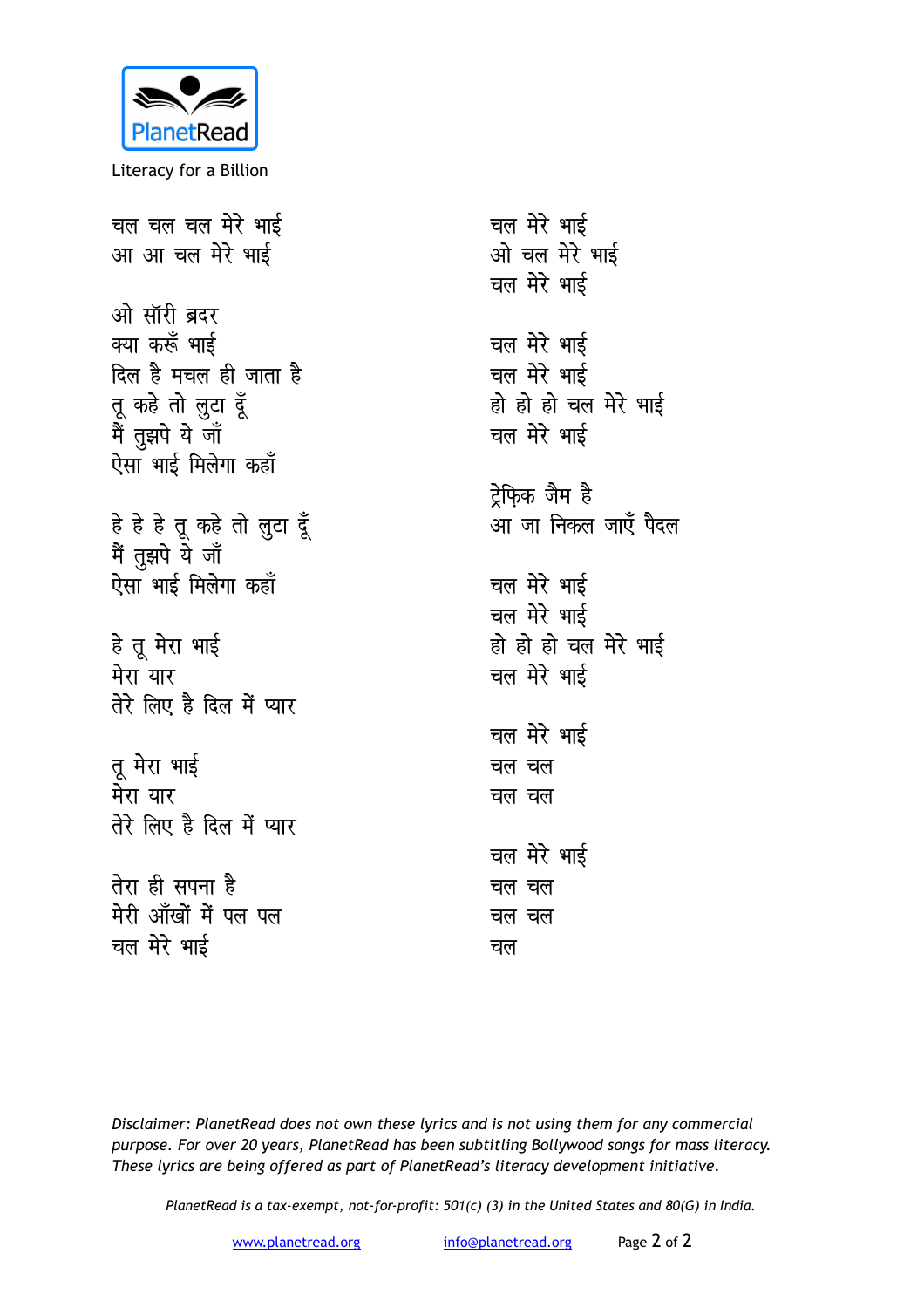PlanetRead

Literacy for a Billion

चल चल चल मेरे भाई
आ आ चल मेरे भाई

ओ सॉरी ब्रदर
क्या करूँ भाई
दिल है मचल ही जाता है
तू कहे तो लुटा दूँ
मैं तुझपे ये जाँ
ऐसा भाई मिलेगा कहाँ

हे हे हे तू कहे तो लुटा दूँ
मैं तुझपे ये जाँ
ऐसा भाई मिलेगा कहाँ

हे तू मेरा भाई
मेरा यार
तेरे लिए है दिल में प्यार

तू मेरा भाई
मेरा यार
तेरे लिए है दिल में प्यार

तेरा ही सपना है
मेरी आँखों में पल पल
चल मेरे भाई

चल मेरे भाई
ओ चल मेरे भाई
चल मेरे भाई

चल मेरे भाई
चल मेरे भाई
हो हो हो चल मेरे भाई
चल मेरे भाई

ट्रेफ़िक जैम है
आ जा निकल जाएँ पैदल

चल मेरे भाई
चल मेरे भाई
हो हो हो चल मेरे भाई
चल मेरे भाई

चल मेरे भाई
चल चल
चल चल

चल मेरे भाई
चल चल
चल चल
चल

*Disclaimer: PlanetRead does not own these lyrics and is not using them for any commercial purpose. For over 20 years, PlanetRead has been subtitling Bollywood songs for mass literacy. These lyrics are being offered as part of PlanetRead's literacy development initiative.*

*PlanetRead is a tax-exempt, not-for-profit: 501(c) (3) in the United States and 80(G) in India.*

www.planetread.org info@planetread.org